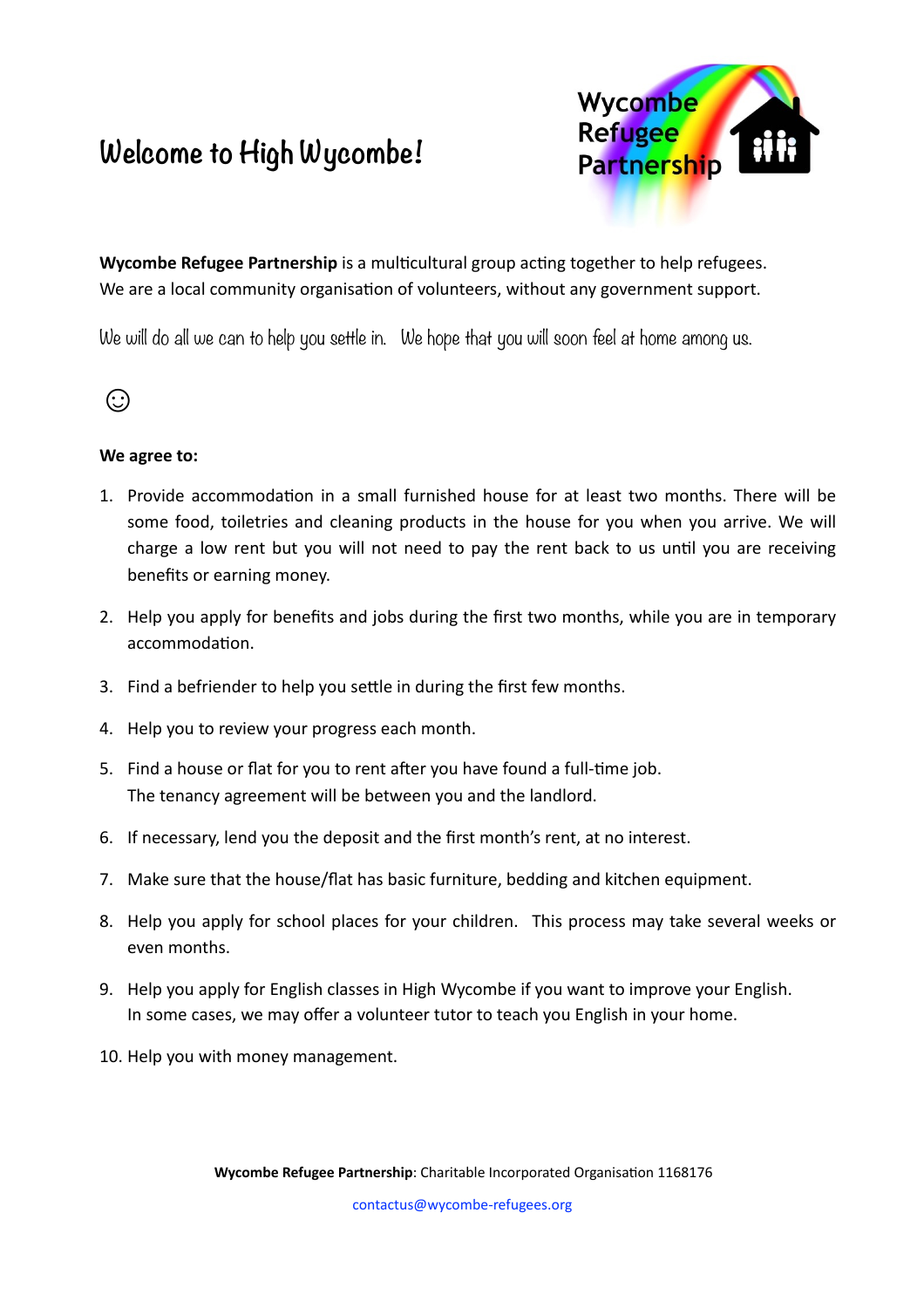# Welcome to High Wycombe!

Wycombe Refugee Partnership

**Wycombe Refugee Partnership** is a multicultural group acting together to help refugees. We are a local community organisation of volunteers, without any government support.

We will do all we can to help you settle in. We hope that you will soon feel at home among us.

☺

**We agree to:**

1. Provide accommodation in a small furnished house for at least two months. There will be some food, toiletries and cleaning products in the house for you when you arrive. We will charge a low rent but you will not need to pay the rent back to us until you are receiving benefits or earning money.
2. Help you apply for benefits and jobs during the first two months, while you are in temporary accommodation.
3. Find a befriender to help you settle in during the first few months.
4. Help you to review your progress each month.
5. Find a house or flat for you to rent after you have found a full-time job.
   The tenancy agreement will be between you and the landlord.
6. If necessary, lend you the deposit and the first month's rent, at no interest.
7. Make sure that the house/flat has basic furniture, bedding and kitchen equipment.
8. Help you apply for school places for your children. This process may take several weeks or even months.
9. Help you apply for English classes in High Wycombe if you want to improve your English.
   In some cases, we may offer a volunteer tutor to teach you English in your home.
10. Help you with money management.

**Wycombe Refugee Partnership**: Charitable Incorporated Organisation 1168176

contactus@wycombe-refugees.org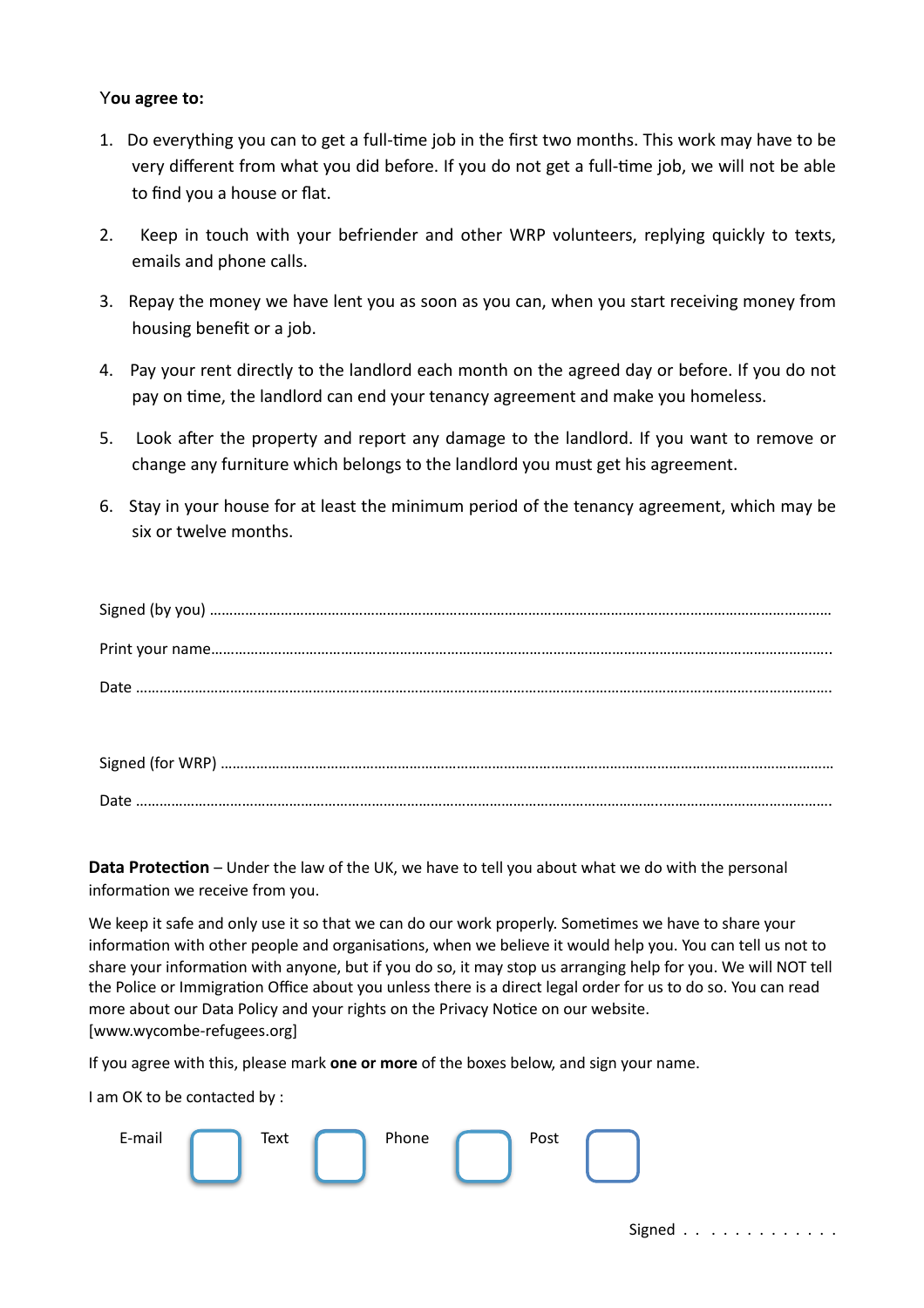**You agree to:**

1. Do everything you can to get a full-time job in the first two months. This work may have to be very different from what you did before. If you do not get a full-time job, we will not be able to find you a house or flat.

2. Keep in touch with your befriender and other WRP volunteers, replying quickly to texts, emails and phone calls.

3. Repay the money we have lent you as soon as you can, when you start receiving money from housing benefit or a job.

4. Pay your rent directly to the landlord each month on the agreed day or before. If you do not pay on time, the landlord can end your tenancy agreement and make you homeless.

5. Look after the property and report any damage to the landlord. If you want to remove or change any furniture which belongs to the landlord you must get his agreement.

6. Stay in your house for at least the minimum period of the tenancy agreement, which may be six or twelve months.

Signed (by you) ……………………………………………………………………………………………………

Print your name……………………………………………………………………………………………………

Date ……………………………………………………………………………………………………………

Signed (for WRP) …………………………………………………………………………………………………

Date ……………………………………………………………………………………………………………

**Data Protection** – Under the law of the UK, we have to tell you about what we do with the personal information we receive from you.

We keep it safe and only use it so that we can do our work properly. Sometimes we have to share your information with other people and organisations, when we believe it would help you. You can tell us not to share your information with anyone, but if you do so, it may stop us arranging help for you. We will NOT tell the Police or Immigration Office about you unless there is a direct legal order for us to do so. You can read more about our Data Policy and your rights on the Privacy Notice on our website. [www.wycombe-refugees.org]

If you agree with this, please mark **one or more** of the boxes below, and sign your name.

I am OK to be contacted by :

E-mail ☐ Text ☐ Phone ☐ Post ☐

Signed . . . . . . . . . . . . .